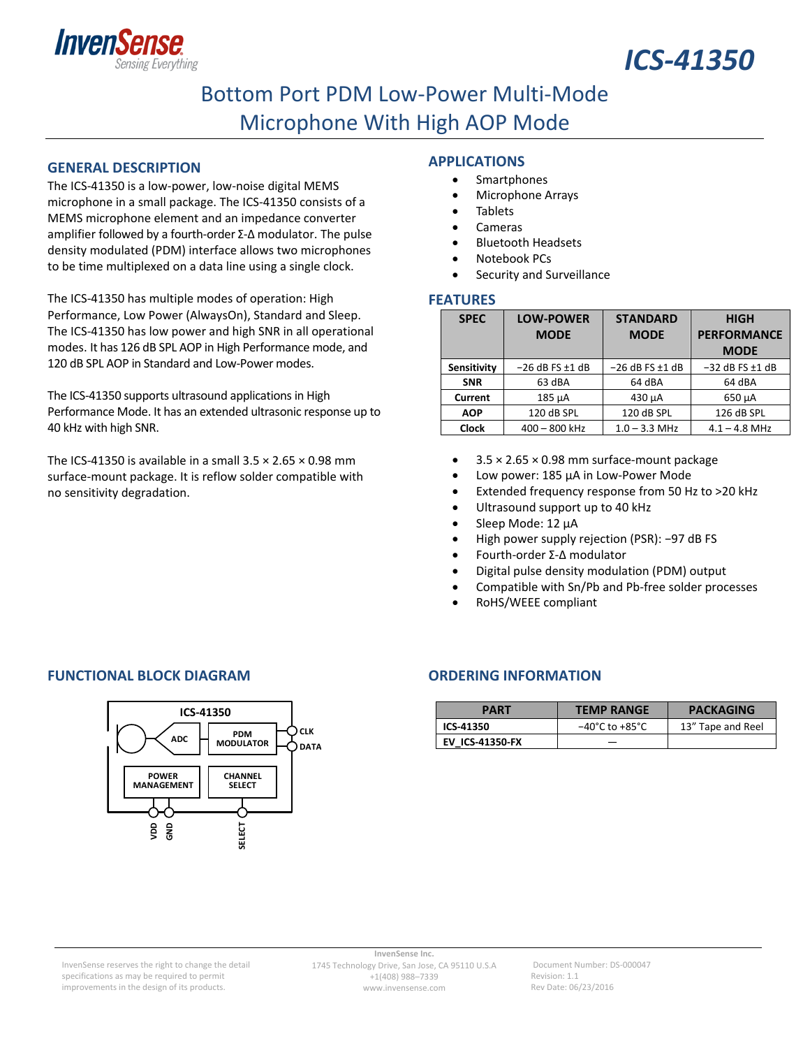# ICS-41350

## Bottom Port PDM Low-Power Multi-Mode Microphone With High AOP Mode

## GENERAL DESCRIPTION

The ICS-41350 is a low-power, low-noise digital MEMS microphone in a small package. The ICS-41350 consists of a MEMS microphone element and an impedance converter amplifier followed by a fourth-order Σ-Δ modulator. The pulse density modulated (PDM) interface allows two microphones to be time multiplexed on a data line using a single clock.

The ICS-41350 has multiple modes of operation: High Performance, Low Power (AlwaysOn), Standard and Sleep. The ICS-41350 has low power and high SNR in all operational modes. It has 126 dB SPL AOP in High Performance mode, and 120 dB SPL AOP in Standard and Low-Power modes.

The ICS-41350 supports ultrasound applications in High Performance Mode. It has an extended ultrasonic response up to 40 kHz with high SNR.

The ICS-41350 is available in a small 3.5 × 2.65 × 0.98 mm surface-mount package. It is reflow solder compatible with no sensitivity degradation.

## APPLICATIONS

- Smartphones
- Microphone Arrays
- Tablets
- Cameras
- Bluetooth Headsets
- Notebook PCs
- Security and Surveillance

## FEATURES

| SPEC | LOW-POWER MODE | STANDARD MODE | HIGH PERFORMANCE MODE |
|---|---|---|---|
| **Sensitivity** | −26 dB FS ±1 dB | −26 dB FS ±1 dB | −32 dB FS ±1 dB |
| **SNR** | 63 dBA | 64 dBA | 64 dBA |
| **Current** | 185 µA | 430 µA | 650 µA |
| **AOP** | 120 dB SPL | 120 dB SPL | 126 dB SPL |
| **Clock** | 400 – 800 kHz | 1.0 – 3.3 MHz | 4.1 – 4.8 MHz |

- 3.5 × 2.65 × 0.98 mm surface-mount package
- Low power: 185 µA in Low-Power Mode
- Extended frequency response from 50 Hz to >20 kHz
- Ultrasound support up to 40 kHz
- Sleep Mode: 12 µA
- High power supply rejection (PSR): −97 dB FS
- Fourth-order Σ-Δ modulator
- Digital pulse density modulation (PDM) output
- Compatible with Sn/Pb and Pb-free solder processes
- RoHS/WEEE compliant

## FUNCTIONAL BLOCK DIAGRAM

ICS-41350: ADC, PDM MODULATOR, POWER MANAGEMENT, CHANNEL SELECT; pins CLK, DATA, VDD, GND, SELECT

## ORDERING INFORMATION

| PART | TEMP RANGE | PACKAGING |
|---|---|---|
| **ICS-41350** | −40°C to +85°C | 13" Tape and Reel |
| **EV_ICS-41350-FX** | — | |

InvenSense reserves the right to change the detail specifications as may be required to permit improvements in the design of its products.

InvenSense Inc.
1745 Technology Drive, San Jose, CA 95110 U.S.A
+1(408) 988–7339
www.invensense.com

Document Number: DS-000047
Revision: 1.1
Rev Date: 06/23/2016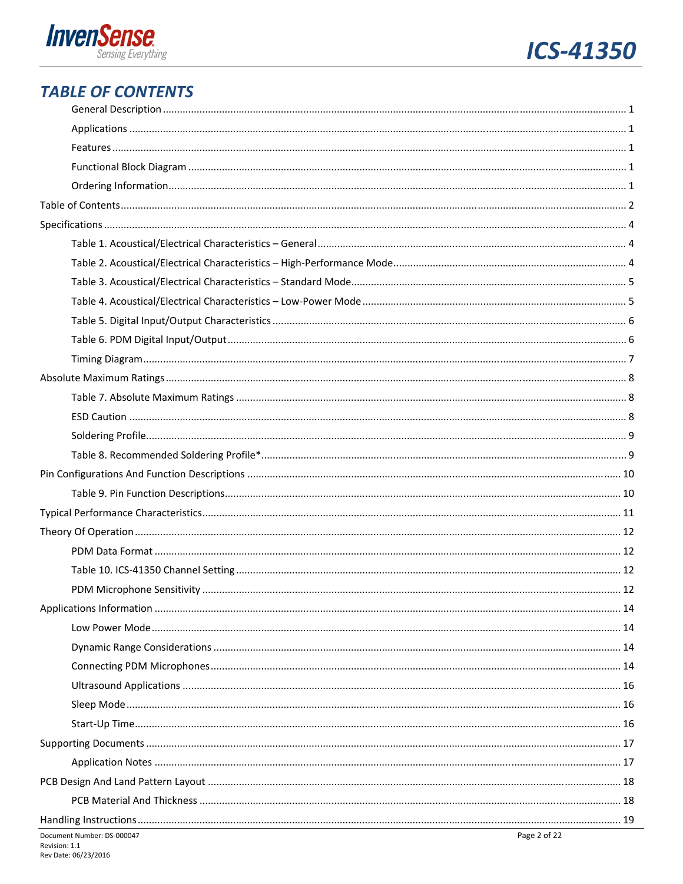## TABLE OF CONTENTS

- General Description ........ 1
- Applications ........ 1
- Features ........ 1
- Functional Block Diagram ........ 1
- Ordering Information ........ 1

Table of Contents ........ 2

Specifications ........ 4

- Table 1. Acoustical/Electrical Characteristics – General ........ 4
- Table 2. Acoustical/Electrical Characteristics – High-Performance Mode ........ 4
- Table 3. Acoustical/Electrical Characteristics – Standard Mode ........ 5
- Table 4. Acoustical/Electrical Characteristics – Low-Power Mode ........ 5
- Table 5. Digital Input/Output Characteristics ........ 6
- Table 6. PDM Digital Input/Output ........ 6
- Timing Diagram ........ 7

Absolute Maximum Ratings ........ 8

- Table 7. Absolute Maximum Ratings ........ 8
- ESD Caution ........ 8
- Soldering Profile ........ 9
- Table 8. Recommended Soldering Profile* ........ 9

Pin Configurations And Function Descriptions ........ 10

- Table 9. Pin Function Descriptions ........ 10

Typical Performance Characteristics ........ 11

Theory Of Operation ........ 12

- PDM Data Format ........ 12
- Table 10. ICS-41350 Channel Setting ........ 12
- PDM Microphone Sensitivity ........ 12

Applications Information ........ 14

- Low Power Mode ........ 14
- Dynamic Range Considerations ........ 14
- Connecting PDM Microphones ........ 14
- Ultrasound Applications ........ 16
- Sleep Mode ........ 16
- Start-Up Time ........ 16

Supporting Documents ........ 17

- Application Notes ........ 17

PCB Design And Land Pattern Layout ........ 18

- PCB Material And Thickness ........ 18

Handling Instructions ........ 19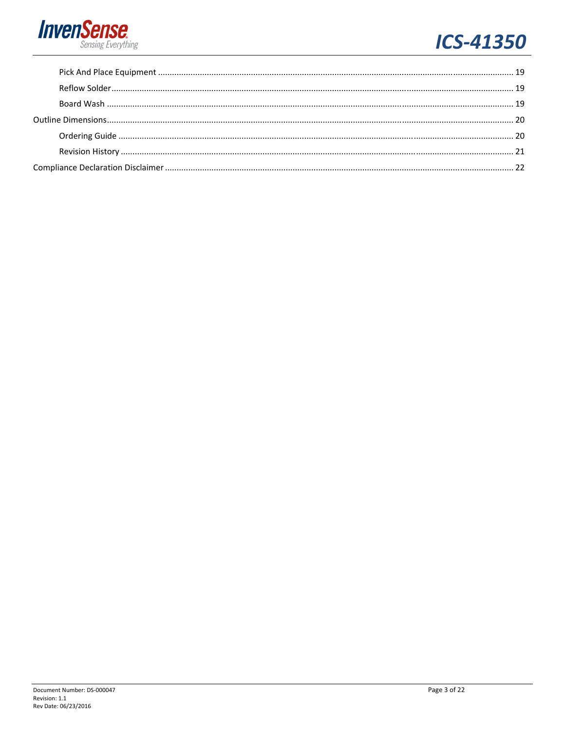Pick And Place Equipment ........................................................................ 19

Reflow Solder ........................................................................ 19

Board Wash ........................................................................ 19

Outline Dimensions ........................................................................ 20

Ordering Guide ........................................................................ 20

Revision History ........................................................................ 21

Compliance Declaration Disclaimer ........................................................................ 22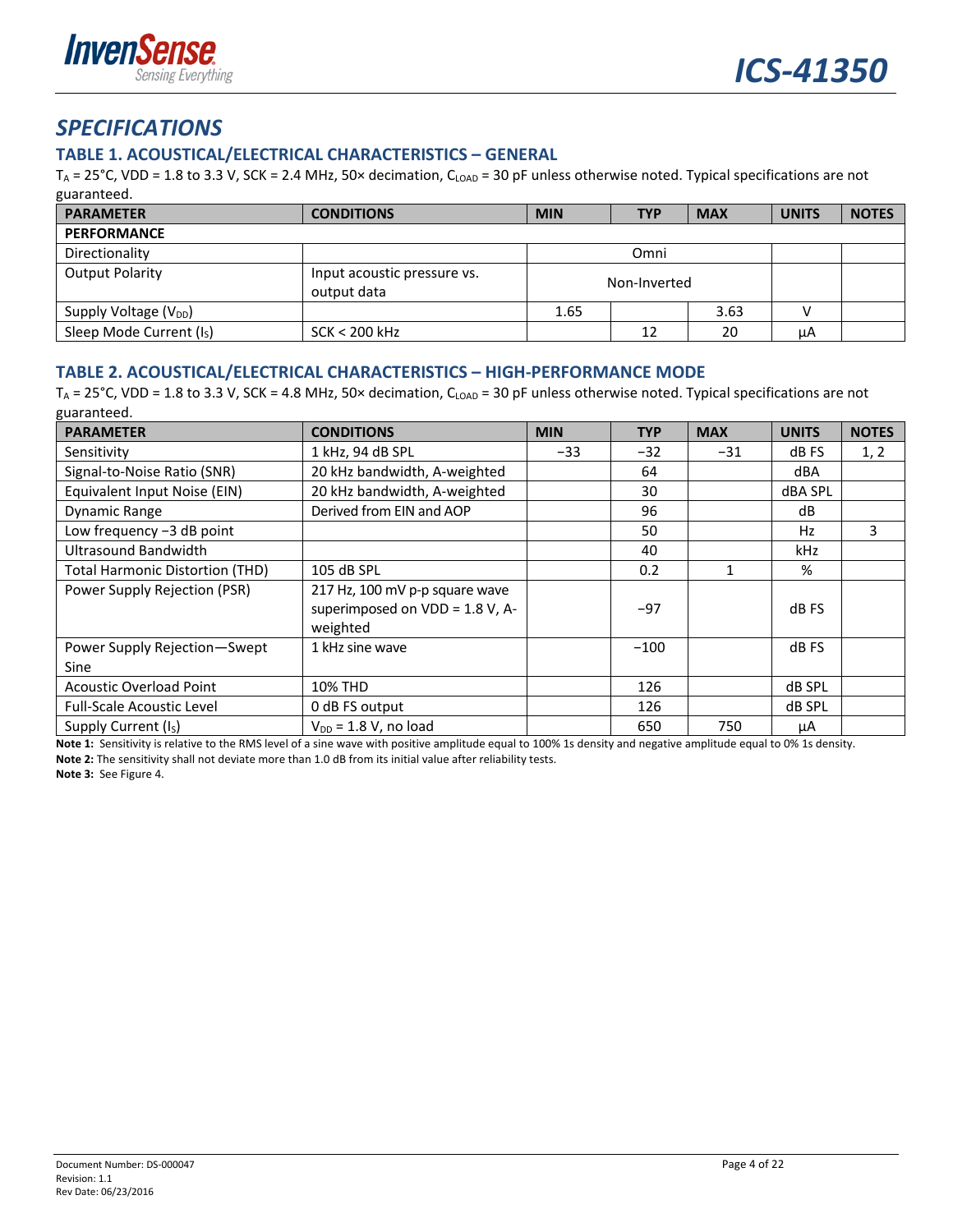## SPECIFICATIONS

### TABLE 1. ACOUSTICAL/ELECTRICAL CHARACTERISTICS – GENERAL

$T_A$ = 25°C, VDD = 1.8 to 3.3 V, SCK = 2.4 MHz, 50× decimation, $C_{LOAD}$ = 30 pF unless otherwise noted. Typical specifications are not guaranteed.

| PARAMETER | CONDITIONS | MIN | TYP | MAX | UNITS | NOTES |
|---|---|---|---|---|---|---|
| **PERFORMANCE** | | | | | | |
| Directionality | | | Omni | | | |
| Output Polarity | Input acoustic pressure vs. output data | | Non-Inverted | | | |
| Supply Voltage ($V_{DD}$) | | 1.65 | | 3.63 | V | |
| Sleep Mode Current ($I_S$) | SCK < 200 kHz | | 12 | 20 | µA | |

### TABLE 2. ACOUSTICAL/ELECTRICAL CHARACTERISTICS – HIGH-PERFORMANCE MODE

$T_A$ = 25°C, VDD = 1.8 to 3.3 V, SCK = 4.8 MHz, 50× decimation, $C_{LOAD}$ = 30 pF unless otherwise noted. Typical specifications are not guaranteed.

| PARAMETER | CONDITIONS | MIN | TYP | MAX | UNITS | NOTES |
|---|---|---|---|---|---|---|
| Sensitivity | 1 kHz, 94 dB SPL | −33 | −32 | −31 | dB FS | 1, 2 |
| Signal-to-Noise Ratio (SNR) | 20 kHz bandwidth, A-weighted | | 64 | | dBA | |
| Equivalent Input Noise (EIN) | 20 kHz bandwidth, A-weighted | | 30 | | dBA SPL | |
| Dynamic Range | Derived from EIN and AOP | | 96 | | dB | |
| Low frequency −3 dB point | | | 50 | | Hz | 3 |
| Ultrasound Bandwidth | | | 40 | | kHz | |
| Total Harmonic Distortion (THD) | 105 dB SPL | | 0.2 | 1 | % | |
| Power Supply Rejection (PSR) | 217 Hz, 100 mV p-p square wave superimposed on VDD = 1.8 V, A-weighted | | −97 | | dB FS | |
| Power Supply Rejection—Swept Sine | 1 kHz sine wave | | −100 | | dB FS | |
| Acoustic Overload Point | 10% THD | | 126 | | dB SPL | |
| Full-Scale Acoustic Level | 0 dB FS output | | 126 | | dB SPL | |
| Supply Current ($I_S$) | $V_{DD}$ = 1.8 V, no load | | 650 | 750 | µA | |

**Note 1:** Sensitivity is relative to the RMS level of a sine wave with positive amplitude equal to 100% 1s density and negative amplitude equal to 0% 1s density.

**Note 2:** The sensitivity shall not deviate more than 1.0 dB from its initial value after reliability tests.

**Note 3:** See Figure 4.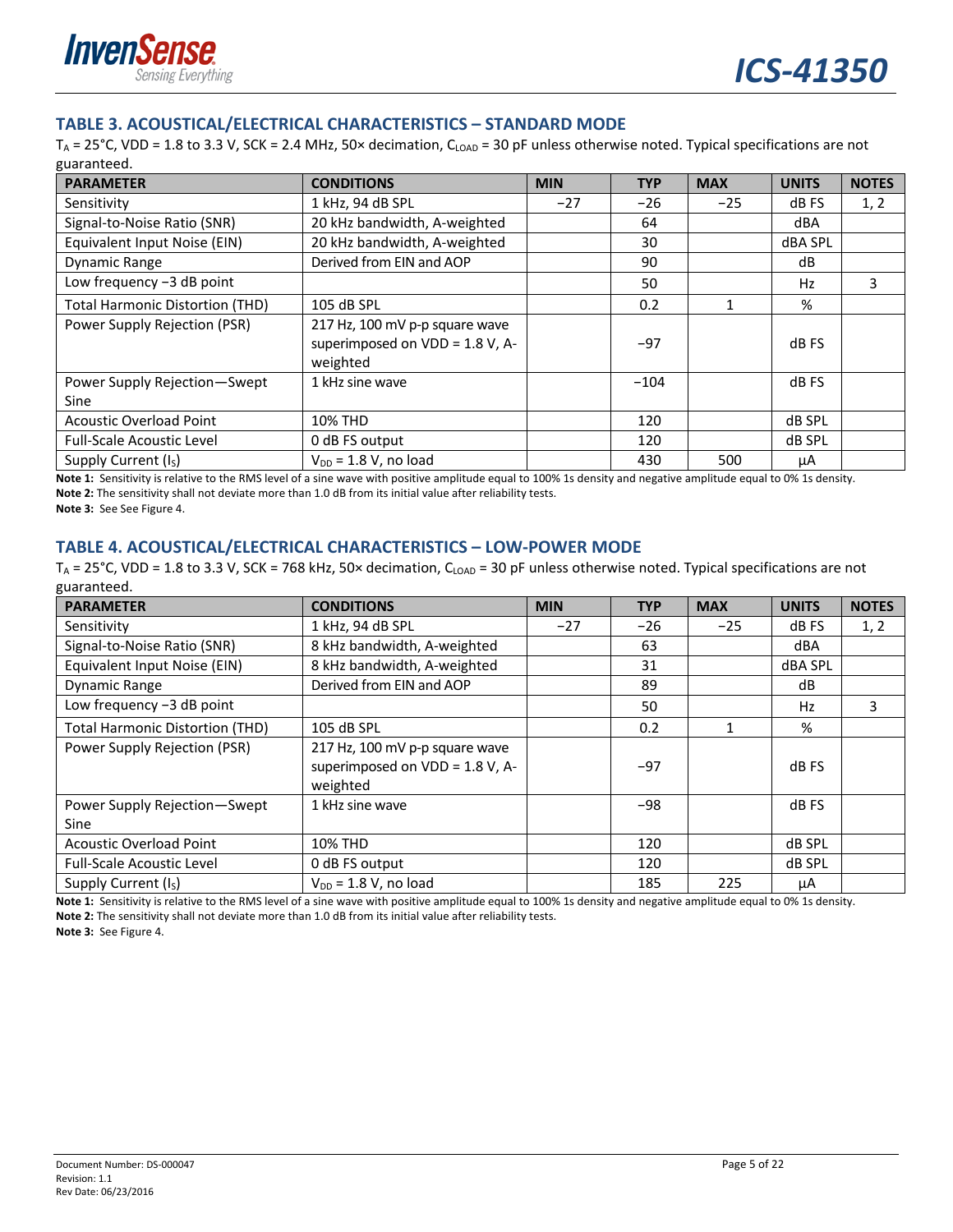## TABLE 3. ACOUSTICAL/ELECTRICAL CHARACTERISTICS – STANDARD MODE

$T_A$ = 25°C, VDD = 1.8 to 3.3 V, SCK = 2.4 MHz, 50× decimation, $C_{LOAD}$ = 30 pF unless otherwise noted. Typical specifications are not guaranteed.

| PARAMETER | CONDITIONS | MIN | TYP | MAX | UNITS | NOTES |
|---|---|---|---|---|---|---|
| Sensitivity | 1 kHz, 94 dB SPL | −27 | −26 | −25 | dB FS | 1, 2 |
| Signal-to-Noise Ratio (SNR) | 20 kHz bandwidth, A-weighted | | 64 | | dBA | |
| Equivalent Input Noise (EIN) | 20 kHz bandwidth, A-weighted | | 30 | | dBA SPL | |
| Dynamic Range | Derived from EIN and AOP | | 90 | | dB | |
| Low frequency −3 dB point | | | 50 | | Hz | 3 |
| Total Harmonic Distortion (THD) | 105 dB SPL | | 0.2 | 1 | % | |
| Power Supply Rejection (PSR) | 217 Hz, 100 mV p-p square wave superimposed on VDD = 1.8 V, A-weighted | | −97 | | dB FS | |
| Power Supply Rejection—Swept Sine | 1 kHz sine wave | | −104 | | dB FS | |
| Acoustic Overload Point | 10% THD | | 120 | | dB SPL | |
| Full-Scale Acoustic Level | 0 dB FS output | | 120 | | dB SPL | |
| Supply Current ($I_S$) | $V_{DD}$ = 1.8 V, no load | | 430 | 500 | µA | |

**Note 1:** Sensitivity is relative to the RMS level of a sine wave with positive amplitude equal to 100% 1s density and negative amplitude equal to 0% 1s density.
**Note 2:** The sensitivity shall not deviate more than 1.0 dB from its initial value after reliability tests.
**Note 3:** See See Figure 4.

## TABLE 4. ACOUSTICAL/ELECTRICAL CHARACTERISTICS – LOW-POWER MODE

$T_A$ = 25°C, VDD = 1.8 to 3.3 V, SCK = 768 kHz, 50× decimation, $C_{LOAD}$ = 30 pF unless otherwise noted. Typical specifications are not guaranteed.

| PARAMETER | CONDITIONS | MIN | TYP | MAX | UNITS | NOTES |
|---|---|---|---|---|---|---|
| Sensitivity | 1 kHz, 94 dB SPL | −27 | −26 | −25 | dB FS | 1, 2 |
| Signal-to-Noise Ratio (SNR) | 8 kHz bandwidth, A-weighted | | 63 | | dBA | |
| Equivalent Input Noise (EIN) | 8 kHz bandwidth, A-weighted | | 31 | | dBA SPL | |
| Dynamic Range | Derived from EIN and AOP | | 89 | | dB | |
| Low frequency −3 dB point | | | 50 | | Hz | 3 |
| Total Harmonic Distortion (THD) | 105 dB SPL | | 0.2 | 1 | % | |
| Power Supply Rejection (PSR) | 217 Hz, 100 mV p-p square wave superimposed on VDD = 1.8 V, A-weighted | | −97 | | dB FS | |
| Power Supply Rejection—Swept Sine | 1 kHz sine wave | | −98 | | dB FS | |
| Acoustic Overload Point | 10% THD | | 120 | | dB SPL | |
| Full-Scale Acoustic Level | 0 dB FS output | | 120 | | dB SPL | |
| Supply Current ($I_S$) | $V_{DD}$ = 1.8 V, no load | | 185 | 225 | µA | |

**Note 1:** Sensitivity is relative to the RMS level of a sine wave with positive amplitude equal to 100% 1s density and negative amplitude equal to 0% 1s density.
**Note 2:** The sensitivity shall not deviate more than 1.0 dB from its initial value after reliability tests.
**Note 3:** See Figure 4.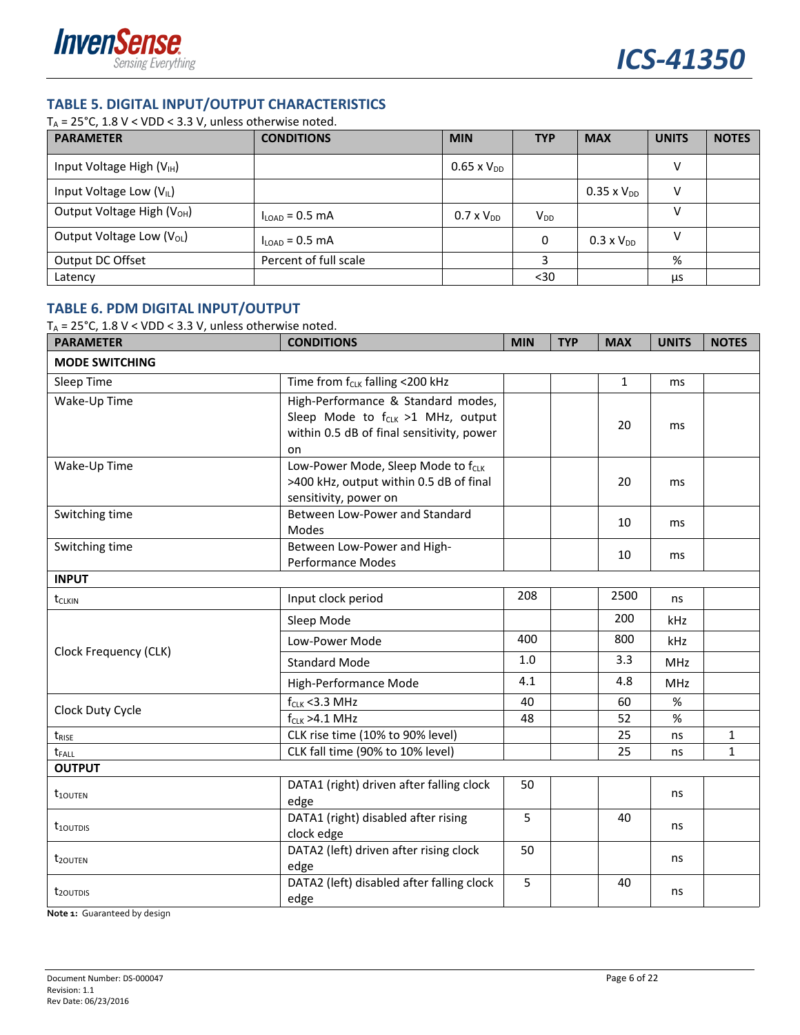## TABLE 5. DIGITAL INPUT/OUTPUT CHARACTERISTICS

$T_A$ = 25°C, 1.8 V < VDD < 3.3 V, unless otherwise noted.

| PARAMETER | CONDITIONS | MIN | TYP | MAX | UNITS | NOTES |
|---|---|---|---|---|---|---|
| Input Voltage High ($V_{IH}$) | | 0.65 x $V_{DD}$ | | | V | |
| Input Voltage Low ($V_{IL}$) | | | | 0.35 x $V_{DD}$ | V | |
| Output Voltage High ($V_{OH}$) | $I_{LOAD}$ = 0.5 mA | 0.7 x $V_{DD}$ | $V_{DD}$ | | V | |
| Output Voltage Low ($V_{OL}$) | $I_{LOAD}$ = 0.5 mA | | 0 | 0.3 x $V_{DD}$ | V | |
| Output DC Offset | Percent of full scale | | 3 | | % | |
| Latency | | | <30 | | µs | |

## TABLE 6. PDM DIGITAL INPUT/OUTPUT

$T_A$ = 25°C, 1.8 V < VDD < 3.3 V, unless otherwise noted.

| PARAMETER | CONDITIONS | MIN | TYP | MAX | UNITS | NOTES |
|---|---|---|---|---|---|---|
| **MODE SWITCHING** | | | | | | |
| Sleep Time | Time from $f_{CLK}$ falling <200 kHz | | | 1 | ms | |
| Wake-Up Time | High-Performance & Standard modes, Sleep Mode to $f_{CLK}$ >1 MHz, output within 0.5 dB of final sensitivity, power on | | | 20 | ms | |
| Wake-Up Time | Low-Power Mode, Sleep Mode to $f_{CLK}$ >400 kHz, output within 0.5 dB of final sensitivity, power on | | | 20 | ms | |
| Switching time | Between Low-Power and Standard Modes | | | 10 | ms | |
| Switching time | Between Low-Power and High-Performance Modes | | | 10 | ms | |
| **INPUT** | | | | | | |
| $t_{CLKIN}$ | Input clock period | 208 | | 2500 | ns | |
| Clock Frequency (CLK) | Sleep Mode | | | 200 | kHz | |
| | Low-Power Mode | 400 | | 800 | kHz | |
| | Standard Mode | 1.0 | | 3.3 | MHz | |
| | High-Performance Mode | 4.1 | | 4.8 | MHz | |
| Clock Duty Cycle | $f_{CLK}$ <3.3 MHz | 40 | | 60 | % | |
| | $f_{CLK}$ >4.1 MHz | 48 | | 52 | % | |
| $t_{RISE}$ | CLK rise time (10% to 90% level) | | | 25 | ns | 1 |
| $t_{FALL}$ | CLK fall time (90% to 10% level) | | | 25 | ns | 1 |
| **OUTPUT** | | | | | | |
| $t_{1OUTEN}$ | DATA1 (right) driven after falling clock edge | 50 | | | ns | |
| $t_{1OUTDIS}$ | DATA1 (right) disabled after rising clock edge | 5 | | 40 | ns | |
| $t_{2OUTEN}$ | DATA2 (left) driven after rising clock edge | 50 | | | ns | |
| $t_{2OUTDIS}$ | DATA2 (left) disabled after falling clock edge | 5 | | 40 | ns | |

**Note 1:** Guaranteed by design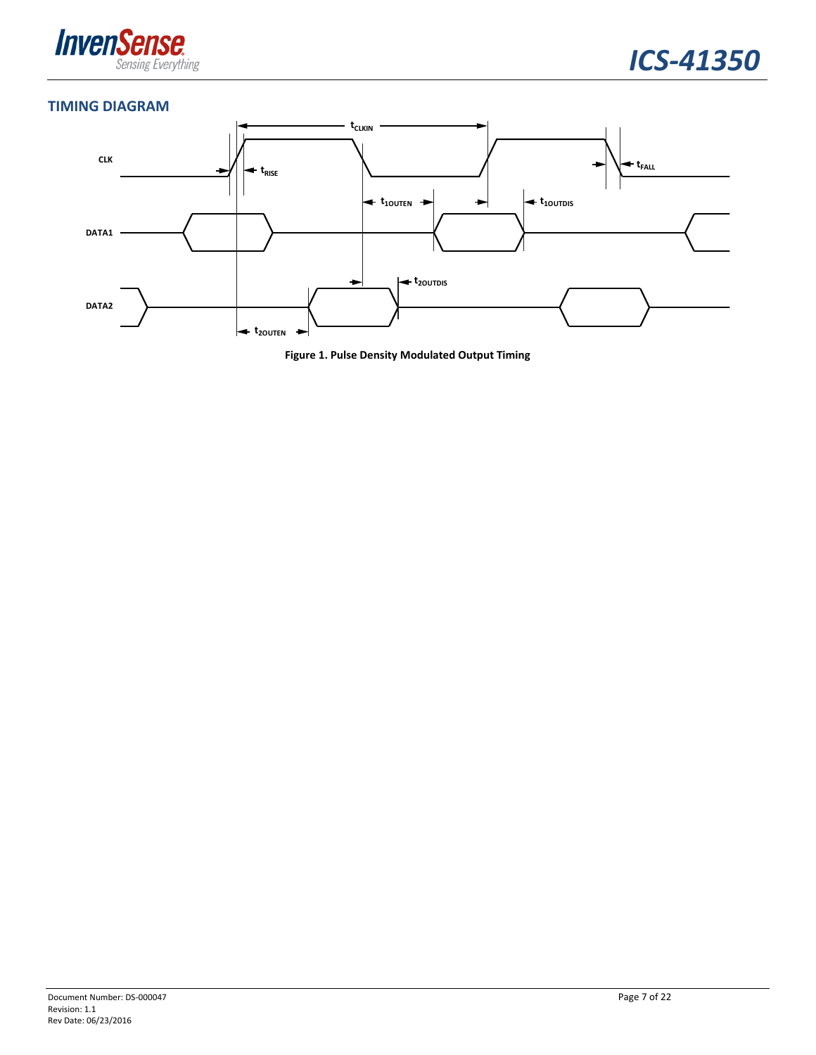## TIMING DIAGRAM

**Figure 1. Pulse Density Modulated Output Timing**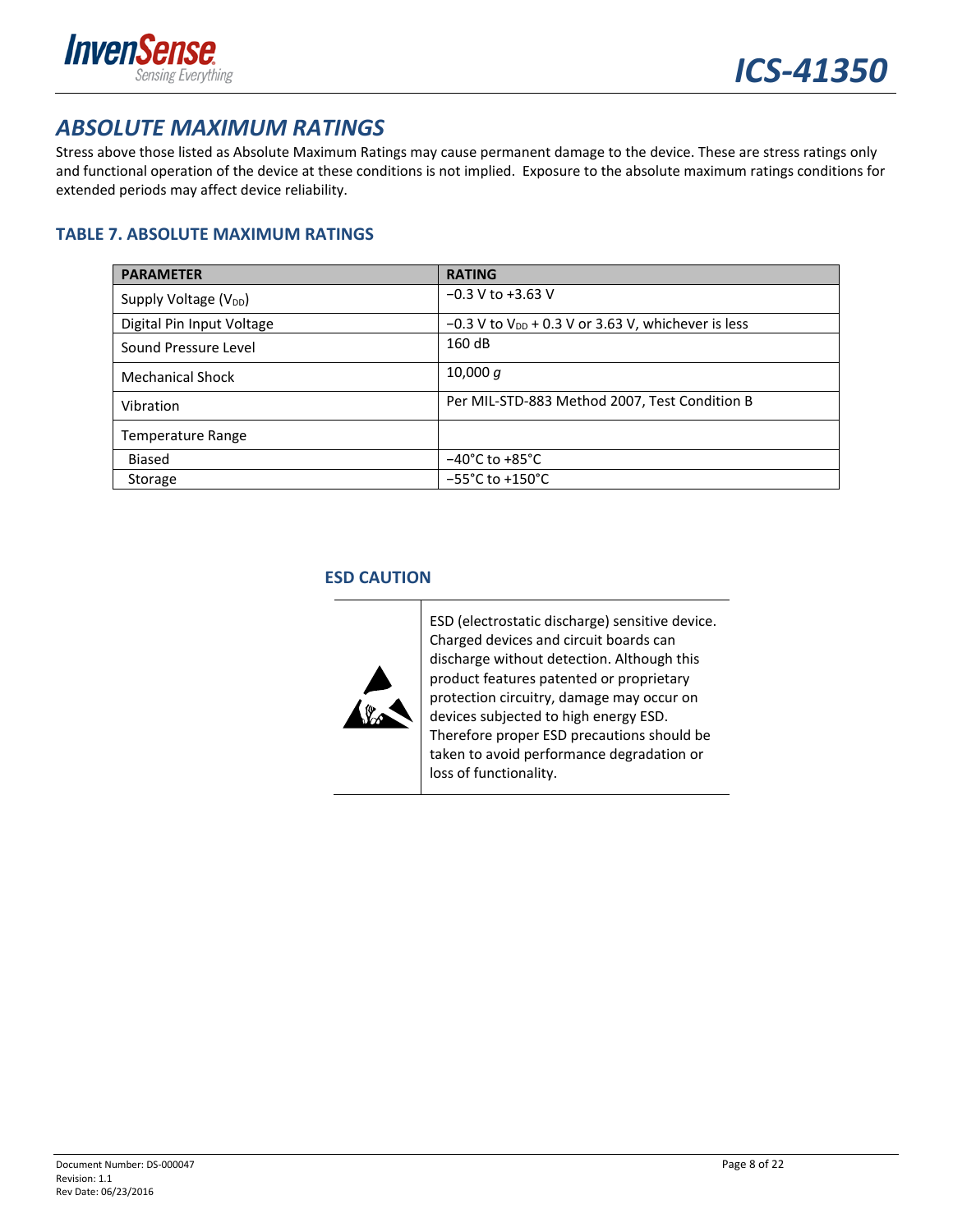## ABSOLUTE MAXIMUM RATINGS

Stress above those listed as Absolute Maximum Ratings may cause permanent damage to the device. These are stress ratings only and functional operation of the device at these conditions is not implied. Exposure to the absolute maximum ratings conditions for extended periods may affect device reliability.

### TABLE 7. ABSOLUTE MAXIMUM RATINGS

| PARAMETER | RATING |
|---|---|
| Supply Voltage ($V_{DD}$) | −0.3 V to +3.63 V |
| Digital Pin Input Voltage | −0.3 V to $V_{DD}$ + 0.3 V or 3.63 V, whichever is less |
| Sound Pressure Level | 160 dB |
| Mechanical Shock | 10,000 *g* |
| Vibration | Per MIL-STD-883 Method 2007, Test Condition B |
| Temperature Range | |
| Biased | −40°C to +85°C |
| Storage | −55°C to +150°C |

### ESD CAUTION

ESD (electrostatic discharge) sensitive device. Charged devices and circuit boards can discharge without detection. Although this product features patented or proprietary protection circuitry, damage may occur on devices subjected to high energy ESD. Therefore proper ESD precautions should be taken to avoid performance degradation or loss of functionality.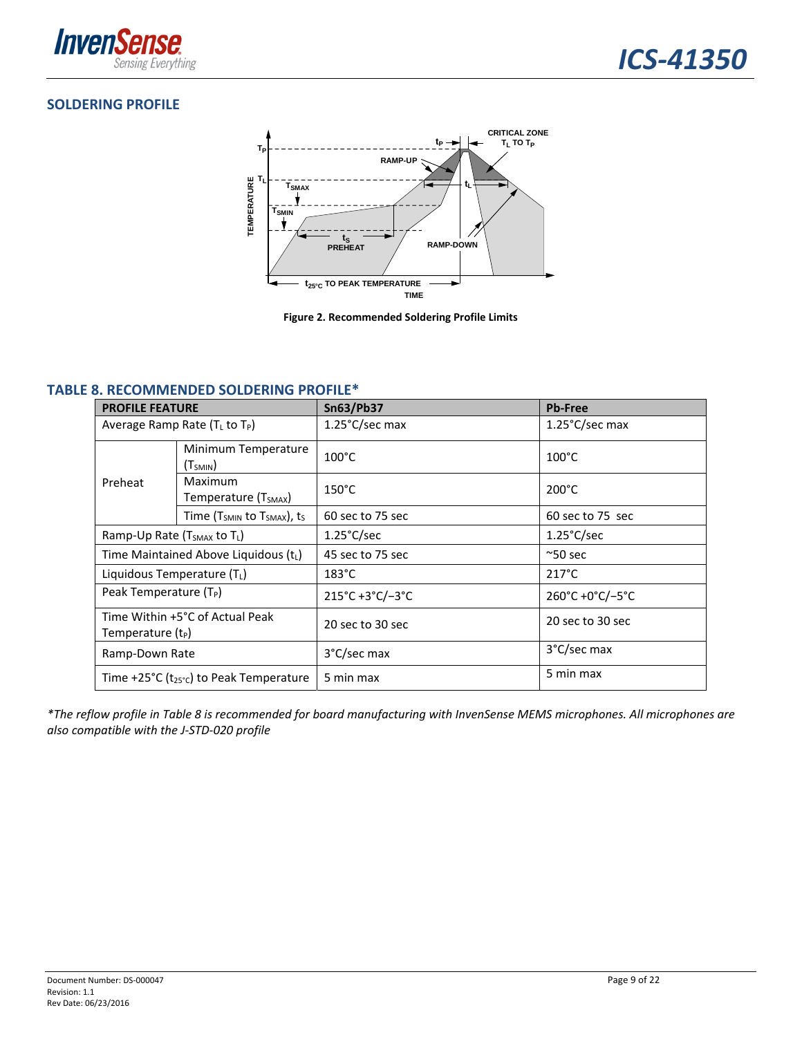## SOLDERING PROFILE

Figure 2. Recommended Soldering Profile Limits

### TABLE 8. RECOMMENDED SOLDERING PROFILE*

| PROFILE FEATURE | | Sn63/Pb37 | Pb-Free |
|---|---|---|---|
| Average Ramp Rate ($T_L$ to $T_P$) | | 1.25°C/sec max | 1.25°C/sec max |
| Preheat | Minimum Temperature ($T_{SMIN}$) | 100°C | 100°C |
| | Maximum Temperature ($T_{SMAX}$) | 150°C | 200°C |
| | Time ($T_{SMIN}$ to $T_{SMAX}$), $t_S$ | 60 sec to 75 sec | 60 sec to 75 sec |
| Ramp-Up Rate ($T_{SMAX}$ to $T_L$) | | 1.25°C/sec | 1.25°C/sec |
| Time Maintained Above Liquidous ($t_L$) | | 45 sec to 75 sec | ~50 sec |
| Liquidous Temperature ($T_L$) | | 183°C | 217°C |
| Peak Temperature ($T_P$) | | 215°C +3°C/−3°C | 260°C +0°C/−5°C |
| Time Within +5°C of Actual Peak Temperature ($t_P$) | | 20 sec to 30 sec | 20 sec to 30 sec |
| Ramp-Down Rate | | 3°C/sec max | 3°C/sec max |
| Time +25°C ($t_{25°C}$) to Peak Temperature | | 5 min max | 5 min max |

*\*The reflow profile in Table 8 is recommended for board manufacturing with InvenSense MEMS microphones. All microphones are also compatible with the J-STD-020 profile*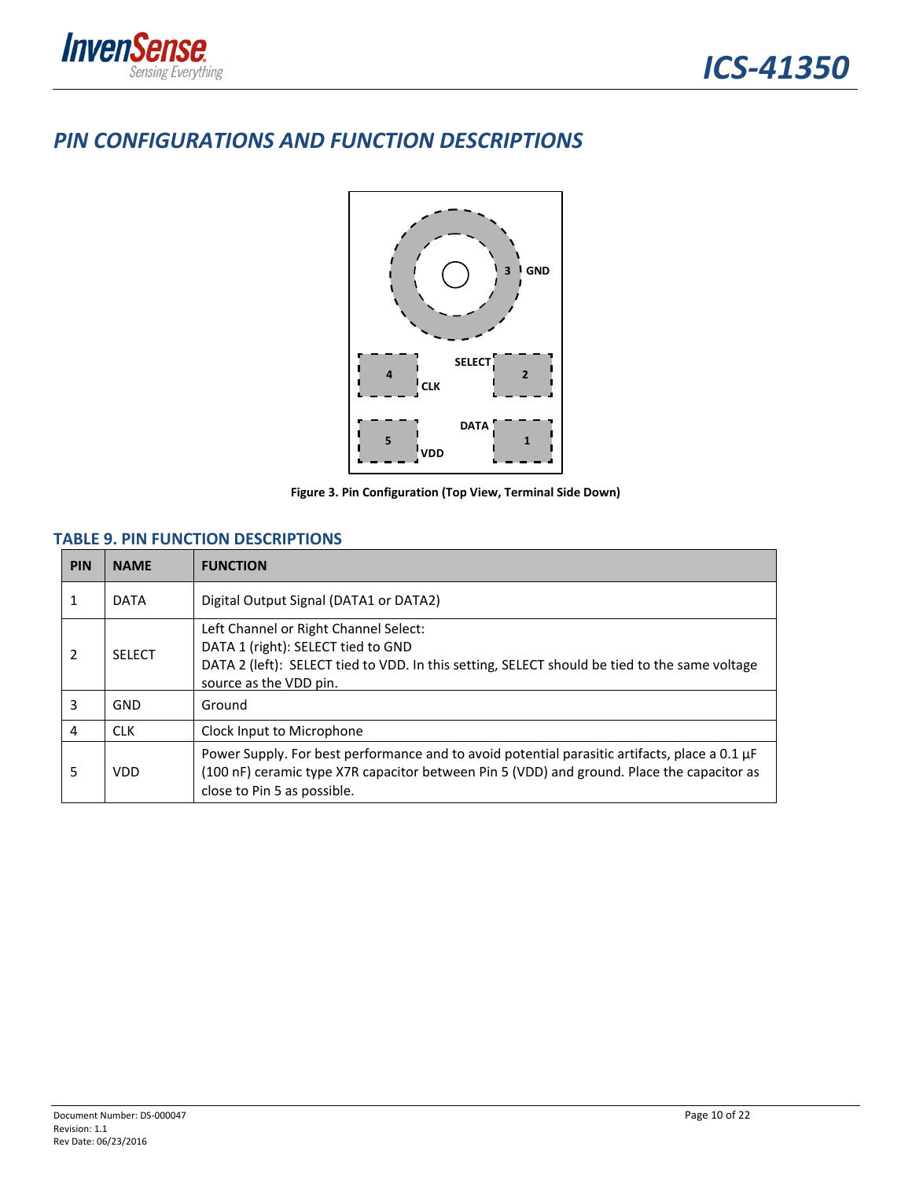## PIN CONFIGURATIONS AND FUNCTION DESCRIPTIONS

Figure 3. Pin Configuration (Top View, Terminal Side Down)

### TABLE 9. PIN FUNCTION DESCRIPTIONS

| PIN | NAME | FUNCTION |
|---|---|---|
| 1 | DATA | Digital Output Signal (DATA1 or DATA2) |
| 2 | SELECT | Left Channel or Right Channel Select:<br>DATA 1 (right): SELECT tied to GND<br>DATA 2 (left): SELECT tied to VDD. In this setting, SELECT should be tied to the same voltage source as the VDD pin. |
| 3 | GND | Ground |
| 4 | CLK | Clock Input to Microphone |
| 5 | VDD | Power Supply. For best performance and to avoid potential parasitic artifacts, place a 0.1 µF (100 nF) ceramic type X7R capacitor between Pin 5 (VDD) and ground. Place the capacitor as close to Pin 5 as possible. |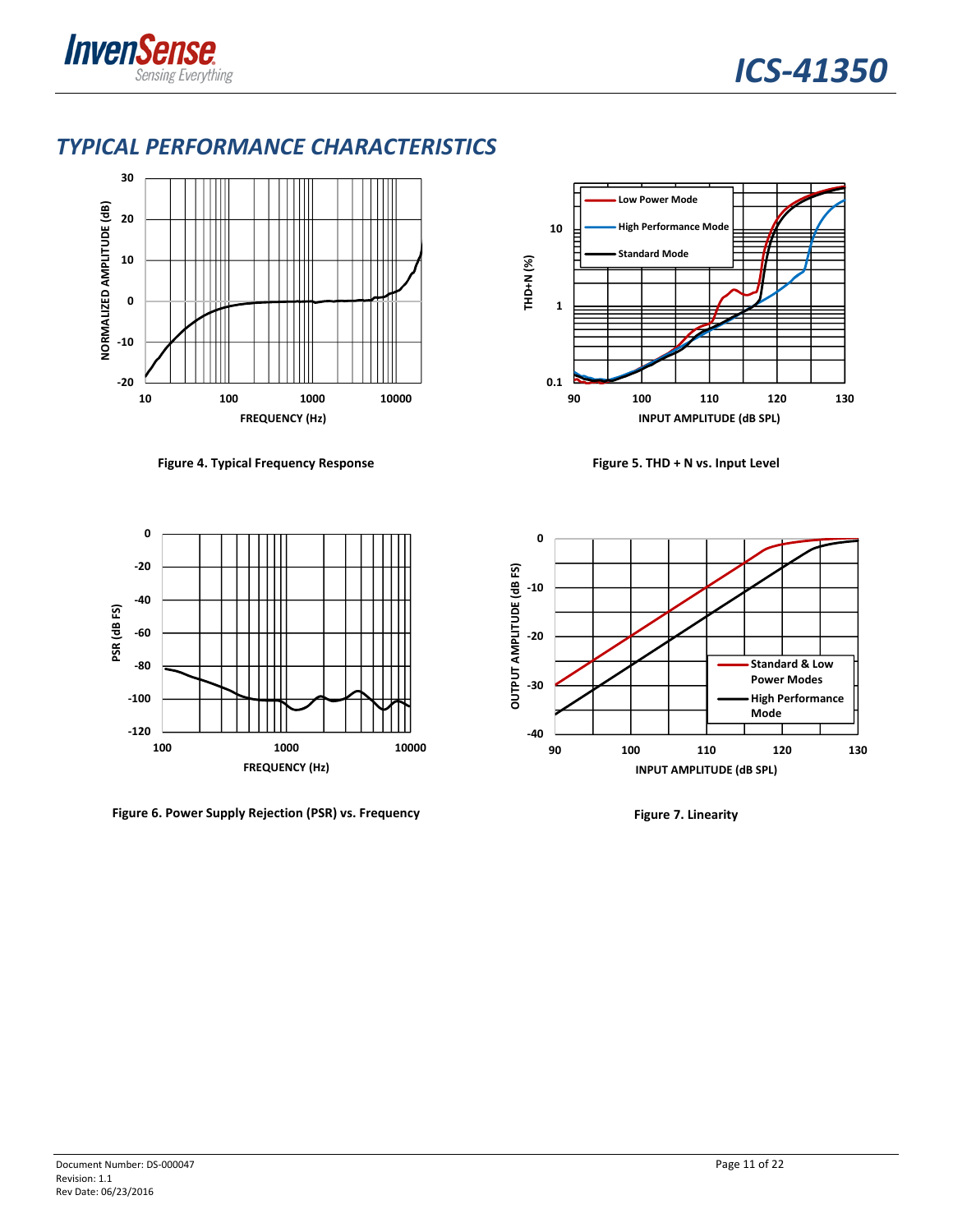## TYPICAL PERFORMANCE CHARACTERISTICS

**Figure 4. Typical Frequency Response**

**Figure 5. THD + N vs. Input Level**

**Figure 6. Power Supply Rejection (PSR) vs. Frequency**

**Figure 7. Linearity**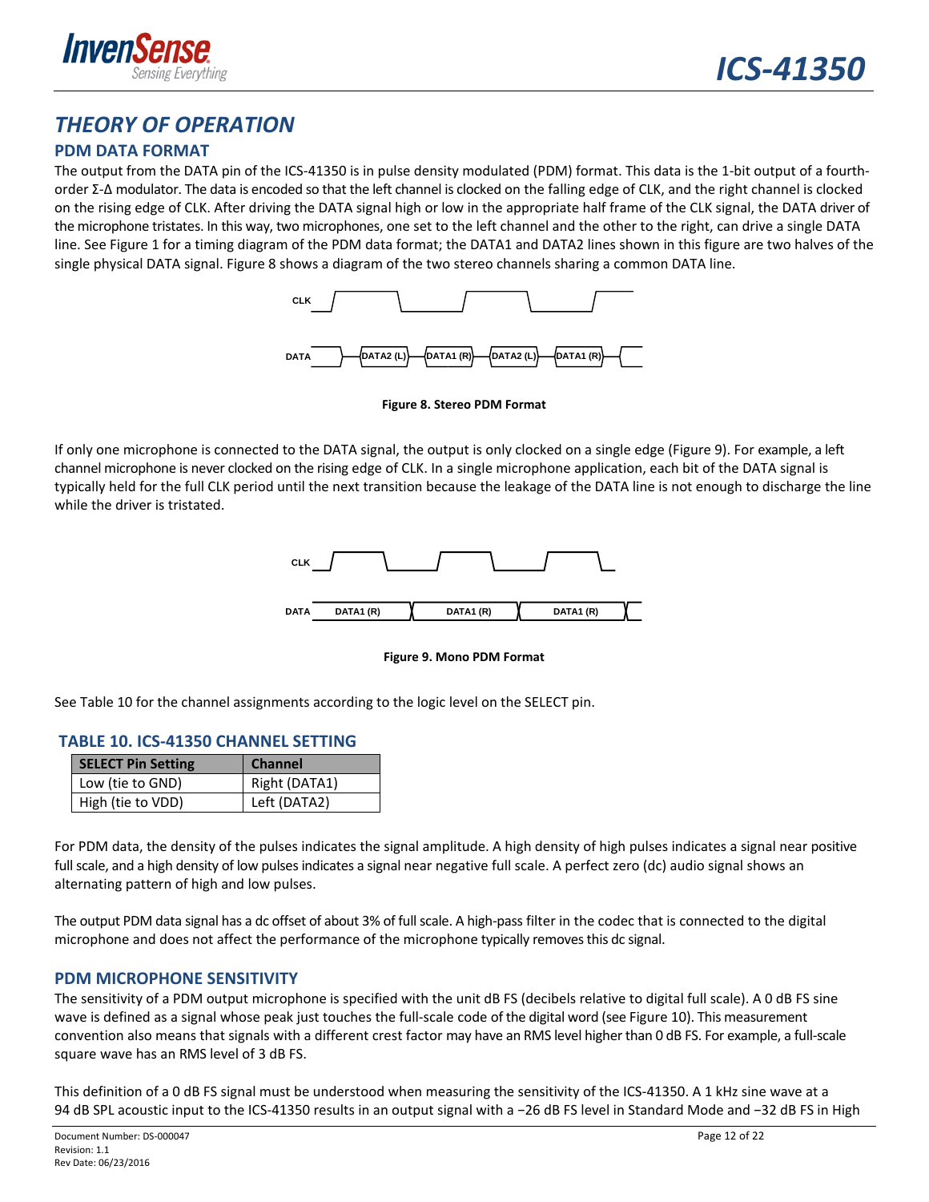# THEORY OF OPERATION

## PDM DATA FORMAT

The output from the DATA pin of the ICS-41350 is in pulse density modulated (PDM) format. This data is the 1-bit output of a fourth-order Σ-Δ modulator. The data is encoded so that the left channel is clocked on the falling edge of CLK, and the right channel is clocked on the rising edge of CLK. After driving the DATA signal high or low in the appropriate half frame of the CLK signal, the DATA driver of the microphone tristates. In this way, two microphones, one set to the left channel and the other to the right, can drive a single DATA line. See Figure 1 for a timing diagram of the PDM data format; the DATA1 and DATA2 lines shown in this figure are two halves of the single physical DATA signal. Figure 8 shows a diagram of the two stereo channels sharing a common DATA line.

**Figure 8. Stereo PDM Format**

If only one microphone is connected to the DATA signal, the output is only clocked on a single edge (Figure 9). For example, a left channel microphone is never clocked on the rising edge of CLK. In a single microphone application, each bit of the DATA signal is typically held for the full CLK period until the next transition because the leakage of the DATA line is not enough to discharge the line while the driver is tristated.

**Figure 9. Mono PDM Format**

See Table 10 for the channel assignments according to the logic level on the SELECT pin.

### TABLE 10. ICS-41350 CHANNEL SETTING

| SELECT Pin Setting | Channel |
|---|---|
| Low (tie to GND) | Right (DATA1) |
| High (tie to VDD) | Left (DATA2) |

For PDM data, the density of the pulses indicates the signal amplitude. A high density of high pulses indicates a signal near positive full scale, and a high density of low pulses indicates a signal near negative full scale. A perfect zero (dc) audio signal shows an alternating pattern of high and low pulses.

The output PDM data signal has a dc offset of about 3% of full scale. A high-pass filter in the codec that is connected to the digital microphone and does not affect the performance of the microphone typically removes this dc signal.

## PDM MICROPHONE SENSITIVITY

The sensitivity of a PDM output microphone is specified with the unit dB FS (decibels relative to digital full scale). A 0 dB FS sine wave is defined as a signal whose peak just touches the full-scale code of the digital word (see Figure 10). This measurement convention also means that signals with a different crest factor may have an RMS level higher than 0 dB FS. For example, a full-scale square wave has an RMS level of 3 dB FS.

This definition of a 0 dB FS signal must be understood when measuring the sensitivity of the ICS-41350. A 1 kHz sine wave at a 94 dB SPL acoustic input to the ICS-41350 results in an output signal with a −26 dB FS level in Standard Mode and −32 dB FS in High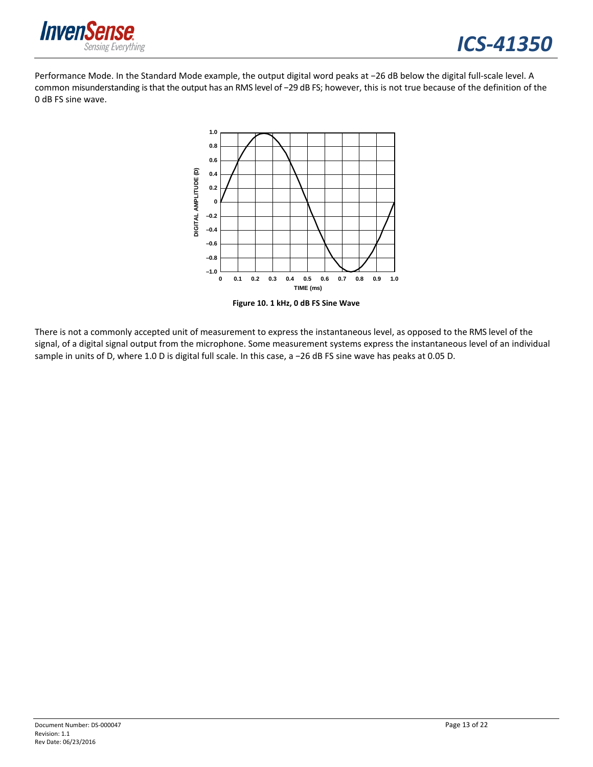Performance Mode. In the Standard Mode example, the output digital word peaks at −26 dB below the digital full-scale level. A common misunderstanding is that the output has an RMS level of −29 dB FS; however, this is not true because of the definition of the 0 dB FS sine wave.

**Figure 10. 1 kHz, 0 dB FS Sine Wave**

There is not a commonly accepted unit of measurement to express the instantaneous level, as opposed to the RMS level of the signal, of a digital signal output from the microphone. Some measurement systems express the instantaneous level of an individual sample in units of D, where 1.0 D is digital full scale. In this case, a −26 dB FS sine wave has peaks at 0.05 D.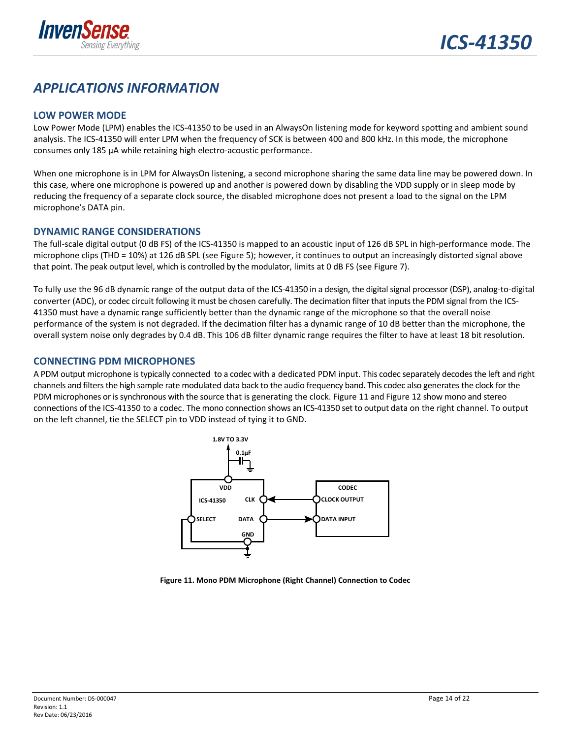## APPLICATIONS INFORMATION

### LOW POWER MODE

Low Power Mode (LPM) enables the ICS-41350 to be used in an AlwaysOn listening mode for keyword spotting and ambient sound analysis. The ICS-41350 will enter LPM when the frequency of SCK is between 400 and 800 kHz. In this mode, the microphone consumes only 185 µA while retaining high electro-acoustic performance.

When one microphone is in LPM for AlwaysOn listening, a second microphone sharing the same data line may be powered down. In this case, where one microphone is powered up and another is powered down by disabling the VDD supply or in sleep mode by reducing the frequency of a separate clock source, the disabled microphone does not present a load to the signal on the LPM microphone's DATA pin.

### DYNAMIC RANGE CONSIDERATIONS

The full-scale digital output (0 dB FS) of the ICS-41350 is mapped to an acoustic input of 126 dB SPL in high-performance mode. The microphone clips (THD = 10%) at 126 dB SPL (see Figure 5); however, it continues to output an increasingly distorted signal above that point. The peak output level, which is controlled by the modulator, limits at 0 dB FS (see Figure 7).

To fully use the 96 dB dynamic range of the output data of the ICS-41350 in a design, the digital signal processor (DSP), analog-to-digital converter (ADC), or codec circuit following it must be chosen carefully. The decimation filter that inputs the PDM signal from the ICS-41350 must have a dynamic range sufficiently better than the dynamic range of the microphone so that the overall noise performance of the system is not degraded. If the decimation filter has a dynamic range of 10 dB better than the microphone, the overall system noise only degrades by 0.4 dB. This 106 dB filter dynamic range requires the filter to have at least 18 bit resolution.

### CONNECTING PDM MICROPHONES

A PDM output microphone is typically connected to a codec with a dedicated PDM input. This codec separately decodes the left and right channels and filters the high sample rate modulated data back to the audio frequency band. This codec also generates the clock for the PDM microphones or is synchronous with the source that is generating the clock. Figure 11 and Figure 12 show mono and stereo connections of the ICS-41350 to a codec. The mono connection shows an ICS-41350 set to output data on the right channel. To output on the left channel, tie the SELECT pin to VDD instead of tying it to GND.

**Figure 11. Mono PDM Microphone (Right Channel) Connection to Codec**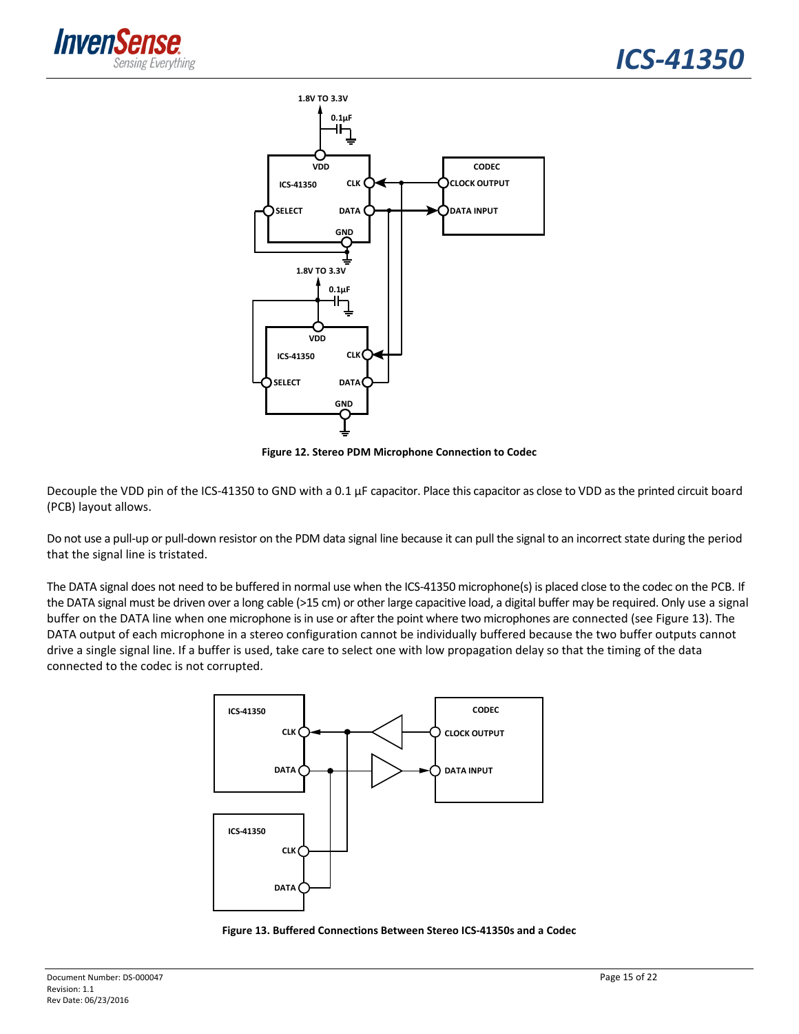Figure 12. Stereo PDM Microphone Connection to Codec

Decouple the VDD pin of the ICS-41350 to GND with a 0.1 µF capacitor. Place this capacitor as close to VDD as the printed circuit board (PCB) layout allows.

Do not use a pull-up or pull-down resistor on the PDM data signal line because it can pull the signal to an incorrect state during the period that the signal line is tristated.

The DATA signal does not need to be buffered in normal use when the ICS-41350 microphone(s) is placed close to the codec on the PCB. If the DATA signal must be driven over a long cable (>15 cm) or other large capacitive load, a digital buffer may be required. Only use a signal buffer on the DATA line when one microphone is in use or after the point where two microphones are connected (see Figure 13). The DATA output of each microphone in a stereo configuration cannot be individually buffered because the two buffer outputs cannot drive a single signal line. If a buffer is used, take care to select one with low propagation delay so that the timing of the data connected to the codec is not corrupted.

Figure 13. Buffered Connections Between Stereo ICS-41350s and a Codec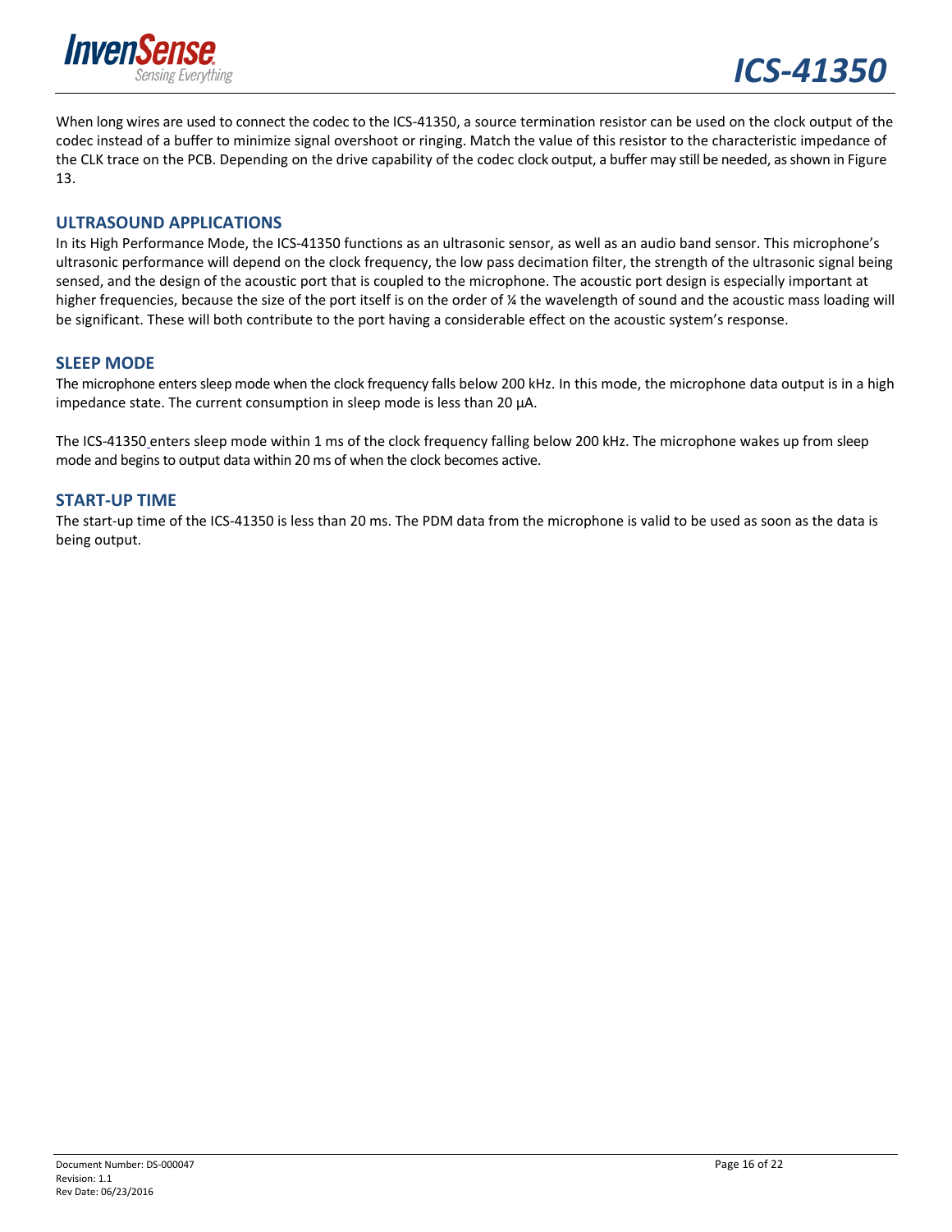When long wires are used to connect the codec to the ICS-41350, a source termination resistor can be used on the clock output of the codec instead of a buffer to minimize signal overshoot or ringing. Match the value of this resistor to the characteristic impedance of the CLK trace on the PCB. Depending on the drive capability of the codec clock output, a buffer may still be needed, as shown in Figure 13.

## ULTRASOUND APPLICATIONS

In its High Performance Mode, the ICS-41350 functions as an ultrasonic sensor, as well as an audio band sensor. This microphone's ultrasonic performance will depend on the clock frequency, the low pass decimation filter, the strength of the ultrasonic signal being sensed, and the design of the acoustic port that is coupled to the microphone. The acoustic port design is especially important at higher frequencies, because the size of the port itself is on the order of ¼ the wavelength of sound and the acoustic mass loading will be significant. These will both contribute to the port having a considerable effect on the acoustic system's response.

## SLEEP MODE

The microphone enters sleep mode when the clock frequency falls below 200 kHz. In this mode, the microphone data output is in a high impedance state. The current consumption in sleep mode is less than 20 µA.

The ICS-41350 enters sleep mode within 1 ms of the clock frequency falling below 200 kHz. The microphone wakes up from sleep mode and begins to output data within 20 ms of when the clock becomes active.

## START-UP TIME

The start-up time of the ICS-41350 is less than 20 ms. The PDM data from the microphone is valid to be used as soon as the data is being output.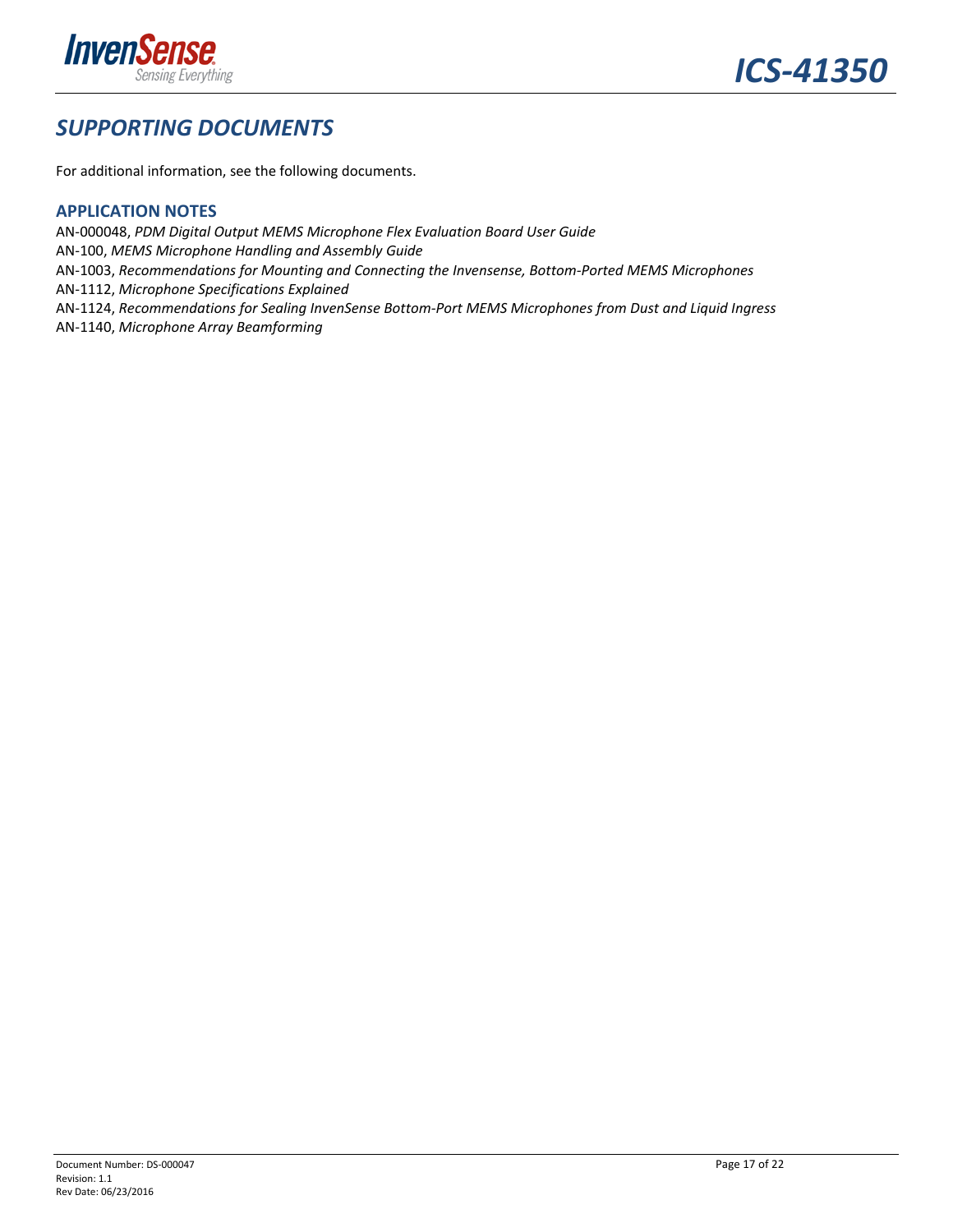## *SUPPORTING DOCUMENTS*

For additional information, see the following documents.

### APPLICATION NOTES

AN-000048, *PDM Digital Output MEMS Microphone Flex Evaluation Board User Guide*
AN-100, *MEMS Microphone Handling and Assembly Guide*
AN-1003, *Recommendations for Mounting and Connecting the Invensense, Bottom-Ported MEMS Microphones*
AN-1112, *Microphone Specifications Explained*
AN-1124, *Recommendations for Sealing InvenSense Bottom-Port MEMS Microphones from Dust and Liquid Ingress*
AN-1140, *Microphone Array Beamforming*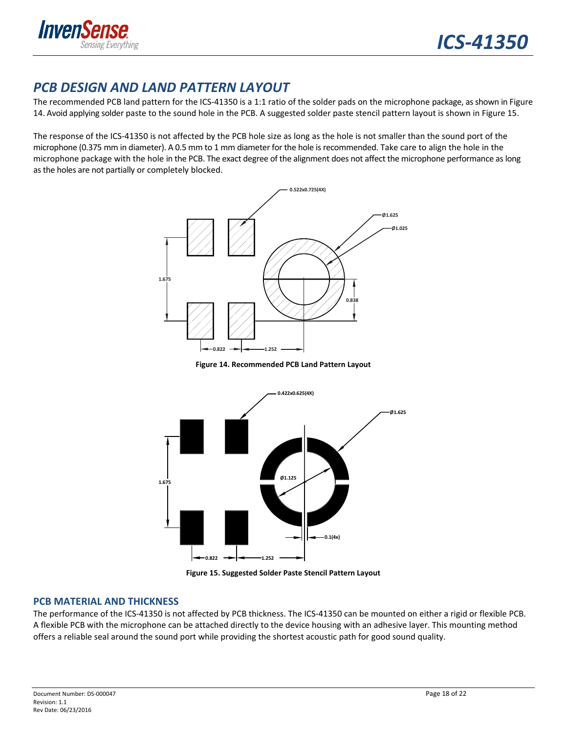# PCB DESIGN AND LAND PATTERN LAYOUT

The recommended PCB land pattern for the ICS-41350 is a 1:1 ratio of the solder pads on the microphone package, as shown in Figure 14. Avoid applying solder paste to the sound hole in the PCB. A suggested solder paste stencil pattern layout is shown in Figure 15.

The response of the ICS-41350 is not affected by the PCB hole size as long as the hole is not smaller than the sound port of the microphone (0.375 mm in diameter). A 0.5 mm to 1 mm diameter for the hole is recommended. Take care to align the hole in the microphone package with the hole in the PCB. The exact degree of the alignment does not affect the microphone performance as long as the holes are not partially or completely blocked.

Figure 14. Recommended PCB Land Pattern Layout

Figure 15. Suggested Solder Paste Stencil Pattern Layout

## PCB MATERIAL AND THICKNESS

The performance of the ICS-41350 is not affected by PCB thickness. The ICS-41350 can be mounted on either a rigid or flexible PCB. A flexible PCB with the microphone can be attached directly to the device housing with an adhesive layer. This mounting method offers a reliable seal around the sound port while providing the shortest acoustic path for good sound quality.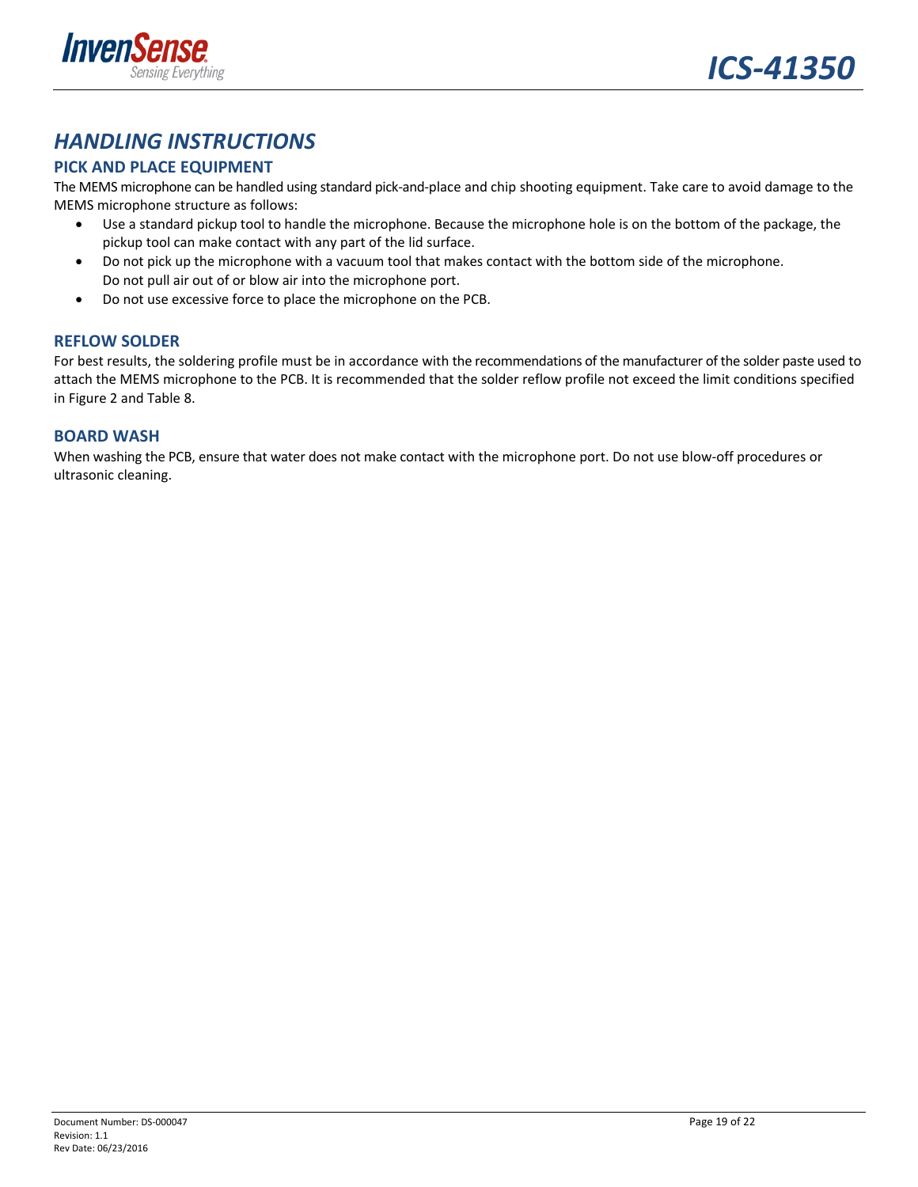# *HANDLING INSTRUCTIONS*

## PICK AND PLACE EQUIPMENT

The MEMS microphone can be handled using standard pick-and-place and chip shooting equipment. Take care to avoid damage to the MEMS microphone structure as follows:

- Use a standard pickup tool to handle the microphone. Because the microphone hole is on the bottom of the package, the pickup tool can make contact with any part of the lid surface.
- Do not pick up the microphone with a vacuum tool that makes contact with the bottom side of the microphone. Do not pull air out of or blow air into the microphone port.
- Do not use excessive force to place the microphone on the PCB.

## REFLOW SOLDER

For best results, the soldering profile must be in accordance with the recommendations of the manufacturer of the solder paste used to attach the MEMS microphone to the PCB. It is recommended that the solder reflow profile not exceed the limit conditions specified in Figure 2 and Table 8.

## BOARD WASH

When washing the PCB, ensure that water does not make contact with the microphone port. Do not use blow-off procedures or ultrasonic cleaning.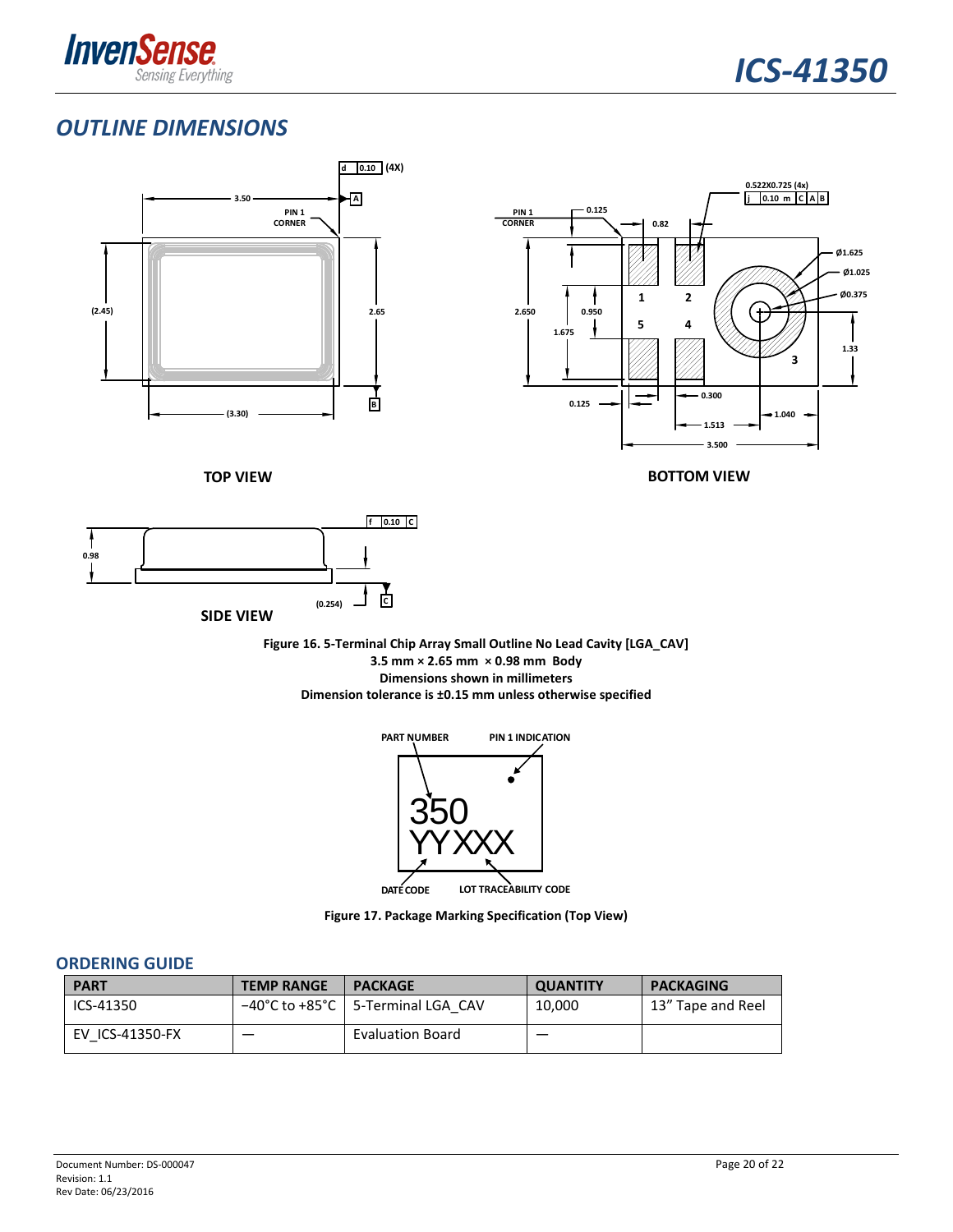## OUTLINE DIMENSIONS

**Figure 16. 5-Terminal Chip Array Small Outline No Lead Cavity [LGA_CAV]**
**3.5 mm × 2.65 mm × 0.98 mm Body**
**Dimensions shown in millimeters**
**Dimension tolerance is ±0.15 mm unless otherwise specified**

**Figure 17. Package Marking Specification (Top View)**

## ORDERING GUIDE

| PART | TEMP RANGE | PACKAGE | QUANTITY | PACKAGING |
|---|---|---|---|---|
| ICS-41350 | −40°C to +85°C | 5-Terminal LGA_CAV | 10,000 | 13" Tape and Reel |
| EV_ICS-41350-FX | — | Evaluation Board | — | |

Document Number: DS-000047
Revision: 1.1
Rev Date: 06/23/2016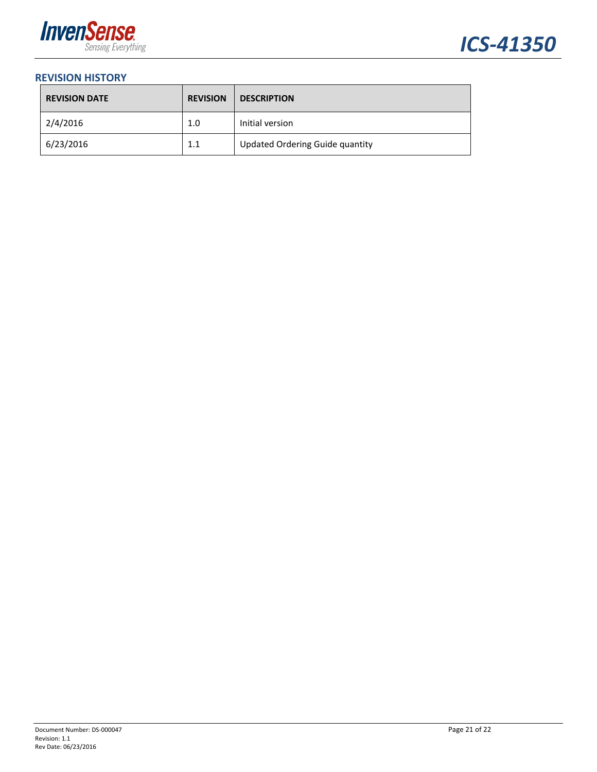## REVISION HISTORY

| REVISION DATE | REVISION | DESCRIPTION |
| --- | --- | --- |
| 2/4/2016 | 1.0 | Initial version |
| 6/23/2016 | 1.1 | Updated Ordering Guide quantity |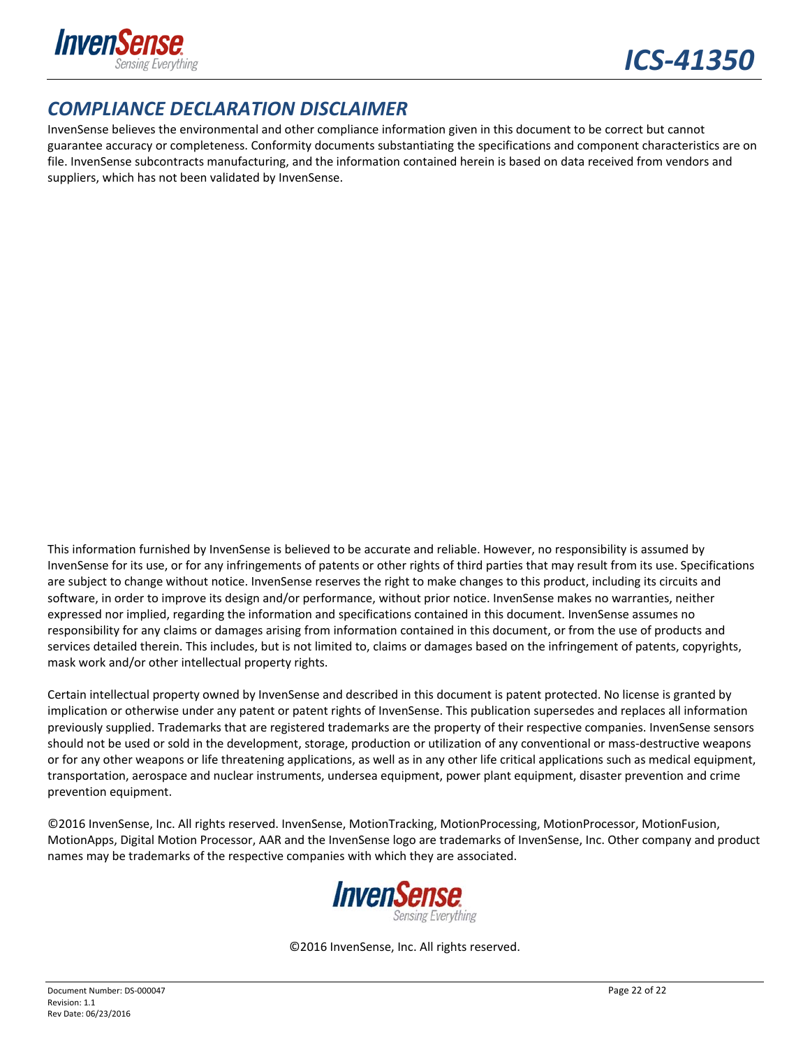## *COMPLIANCE DECLARATION DISCLAIMER*

InvenSense believes the environmental and other compliance information given in this document to be correct but cannot guarantee accuracy or completeness. Conformity documents substantiating the specifications and component characteristics are on file. InvenSense subcontracts manufacturing, and the information contained herein is based on data received from vendors and suppliers, which has not been validated by InvenSense.

This information furnished by InvenSense is believed to be accurate and reliable. However, no responsibility is assumed by InvenSense for its use, or for any infringements of patents or other rights of third parties that may result from its use. Specifications are subject to change without notice. InvenSense reserves the right to make changes to this product, including its circuits and software, in order to improve its design and/or performance, without prior notice. InvenSense makes no warranties, neither expressed nor implied, regarding the information and specifications contained in this document. InvenSense assumes no responsibility for any claims or damages arising from information contained in this document, or from the use of products and services detailed therein. This includes, but is not limited to, claims or damages based on the infringement of patents, copyrights, mask work and/or other intellectual property rights.

Certain intellectual property owned by InvenSense and described in this document is patent protected. No license is granted by implication or otherwise under any patent or patent rights of InvenSense. This publication supersedes and replaces all information previously supplied. Trademarks that are registered trademarks are the property of their respective companies. InvenSense sensors should not be used or sold in the development, storage, production or utilization of any conventional or mass-destructive weapons or for any other weapons or life threatening applications, as well as in any other life critical applications such as medical equipment, transportation, aerospace and nuclear instruments, undersea equipment, power plant equipment, disaster prevention and crime prevention equipment.

©2016 InvenSense, Inc. All rights reserved. InvenSense, MotionTracking, MotionProcessing, MotionProcessor, MotionFusion, MotionApps, Digital Motion Processor, AAR and the InvenSense logo are trademarks of InvenSense, Inc. Other company and product names may be trademarks of the respective companies with which they are associated.

©2016 InvenSense, Inc. All rights reserved.